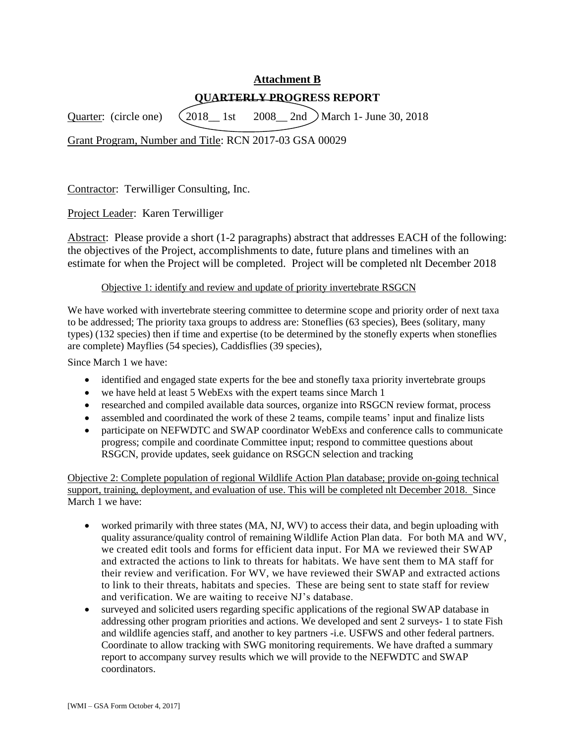## Attachment B

## QUARTERLY PROGRESS REPORT

Quarter: (circle one) (2018__ 1st 2008__ 2nd) March 1- June 30, 2018

Grant Program, Number and Title: RCN 2017-03 GSA 00029

Contractor: Terwilliger Consulting, Inc.

Project Leader: Karen Terwilliger

Abstract: Please provide a short (1-2 paragraphs) abstract that addresses EACH of the following: the objectives of the Project, accomplishments to date, future plans and timelines with an estimate for when the Project will be completed. Project will be completed nlt December 2018

Objective 1: identify and review and update of priority invertebrate RSGCN

We have worked with invertebrate steering committee to determine scope and priority order of next taxa to be addressed; The priority taxa groups to address are: Stoneflies (63 species), Bees (solitary, many types) (132 species) then if time and expertise (to be determined by the stonefly experts when stoneflies are complete) Mayflies (54 species), Caddisflies (39 species),

Since March 1 we have:

- identified and engaged state experts for the bee and stonefly taxa priority invertebrate groups
- we have held at least 5 WebExs with the expert teams since March 1
- researched and compiled available data sources, organize into RSGCN review format, process
- assembled and coordinated the work of these 2 teams, compile teams' input and finalize lists
- participate on NEFWDTC and SWAP coordinator WebExs and conference calls to communicate progress; compile and coordinate Committee input; respond to committee questions about RSGCN, provide updates, seek guidance on RSGCN selection and tracking

Objective 2: Complete population of regional Wildlife Action Plan database; provide on-going technical support, training, deployment, and evaluation of use. This will be completed nlt December 2018. Since March 1 we have:

- worked primarily with three states (MA, NJ, WV) to access their data, and begin uploading with quality assurance/quality control of remaining Wildlife Action Plan data. For both MA and WV, we created edit tools and forms for efficient data input. For MA we reviewed their SWAP and extracted the actions to link to threats for habitats. We have sent them to MA staff for their review and verification. For WV, we have reviewed their SWAP and extracted actions to link to their threats, habitats and species. These are being sent to state staff for review and verification. We are waiting to receive NJ's database.
- surveyed and solicited users regarding specific applications of the regional SWAP database in addressing other program priorities and actions. We developed and sent 2 surveys- 1 to state Fish and wildlife agencies staff, and another to key partners -i.e. USFWS and other federal partners. Coordinate to allow tracking with SWG monitoring requirements. We have drafted a summary report to accompany survey results which we will provide to the NEFWDTC and SWAP coordinators.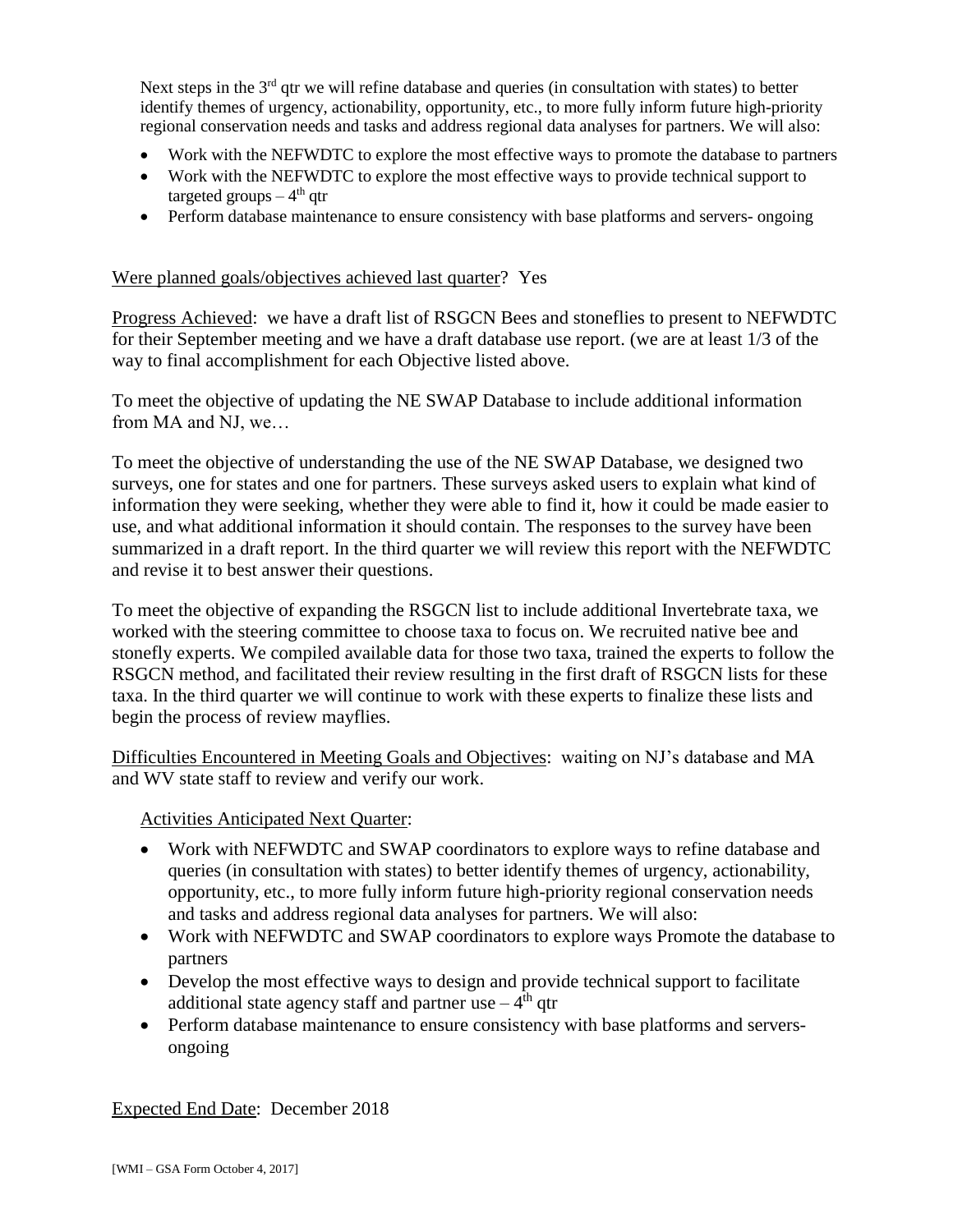Next steps in the 3rd qtr we will refine database and queries (in consultation with states) to better identify themes of urgency, actionability, opportunity, etc., to more fully inform future high-priority regional conservation needs and tasks and address regional data analyses for partners. We will also:

- Work with the NEFWDTC to explore the most effective ways to promote the database to partners
- Work with the NEFWDTC to explore the most effective ways to provide technical support to targeted groups – 4th qtr
- Perform database maintenance to ensure consistency with base platforms and servers- ongoing

Were planned goals/objectives achieved last quarter? Yes

Progress Achieved: we have a draft list of RSGCN Bees and stoneflies to present to NEFWDTC for their September meeting and we have a draft database use report. (we are at least 1/3 of the way to final accomplishment for each Objective listed above.

To meet the objective of updating the NE SWAP Database to include additional information from MA and NJ, we…

To meet the objective of understanding the use of the NE SWAP Database, we designed two surveys, one for states and one for partners. These surveys asked users to explain what kind of information they were seeking, whether they were able to find it, how it could be made easier to use, and what additional information it should contain. The responses to the survey have been summarized in a draft report. In the third quarter we will review this report with the NEFWDTC and revise it to best answer their questions.

To meet the objective of expanding the RSGCN list to include additional Invertebrate taxa, we worked with the steering committee to choose taxa to focus on. We recruited native bee and stonefly experts. We compiled available data for those two taxa, trained the experts to follow the RSGCN method, and facilitated their review resulting in the first draft of RSGCN lists for these taxa. In the third quarter we will continue to work with these experts to finalize these lists and begin the process of review mayflies.

Difficulties Encountered in Meeting Goals and Objectives: waiting on NJ's database and MA and WV state staff to review and verify our work.

Activities Anticipated Next Quarter:

- Work with NEFWDTC and SWAP coordinators to explore ways to refine database and queries (in consultation with states) to better identify themes of urgency, actionability, opportunity, etc., to more fully inform future high-priority regional conservation needs and tasks and address regional data analyses for partners. We will also:
- Work with NEFWDTC and SWAP coordinators to explore ways Promote the database to partners
- Develop the most effective ways to design and provide technical support to facilitate additional state agency staff and partner use – 4th qtr
- Perform database maintenance to ensure consistency with base platforms and servers- ongoing

Expected End Date: December 2018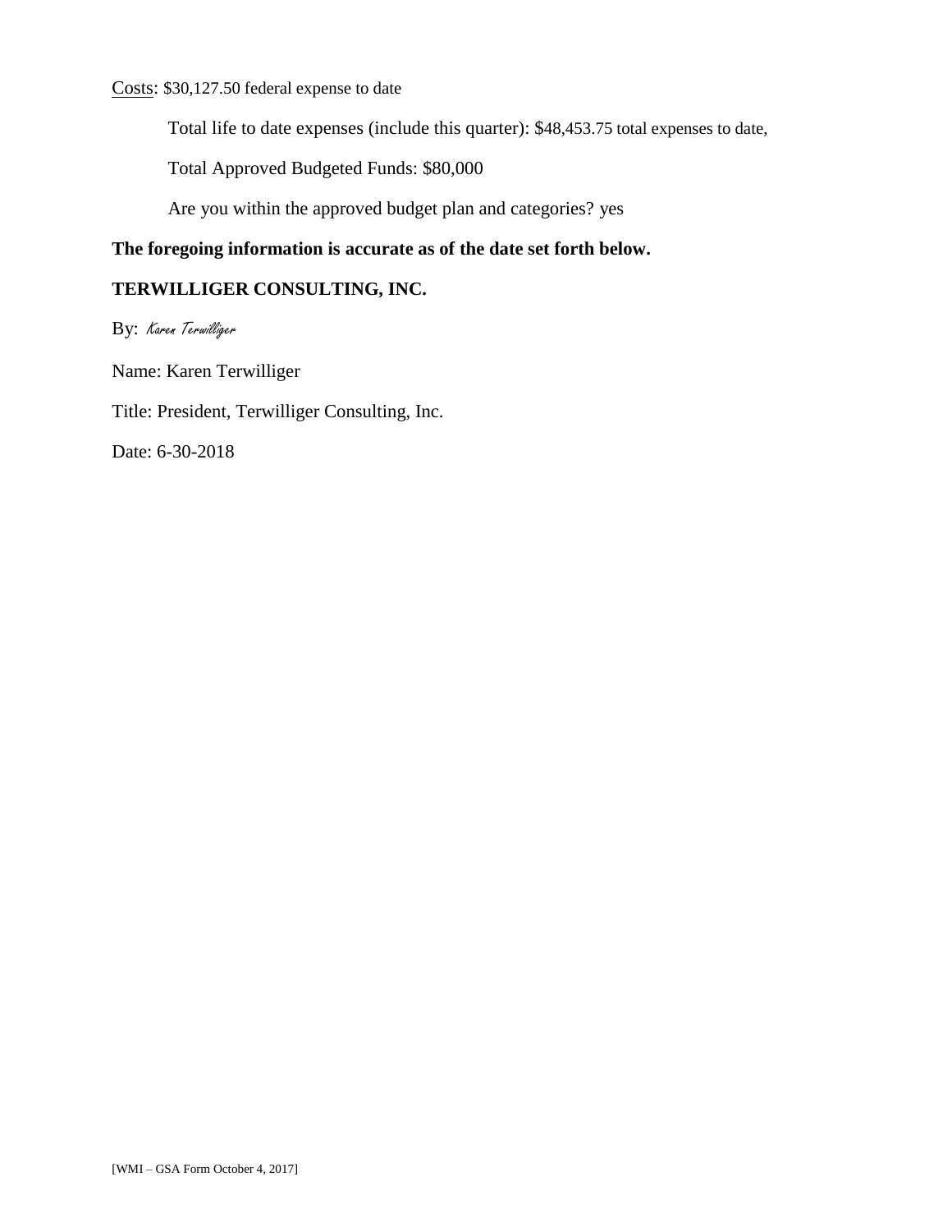Costs: $30,127.50 federal expense to date

Total life to date expenses (include this quarter): $48,453.75 total expenses to date,

Total Approved Budgeted Funds: $80,000

Are you within the approved budget plan and categories? yes

**The foregoing information is accurate as of the date set forth below.**

**TERWILLIGER CONSULTING, INC.**

By: *Karen Terwilliger*

Name: Karen Terwilliger

Title: President, Terwilliger Consulting, Inc.

Date: 6-30-2018

[WMI – GSA Form October 4, 2017]